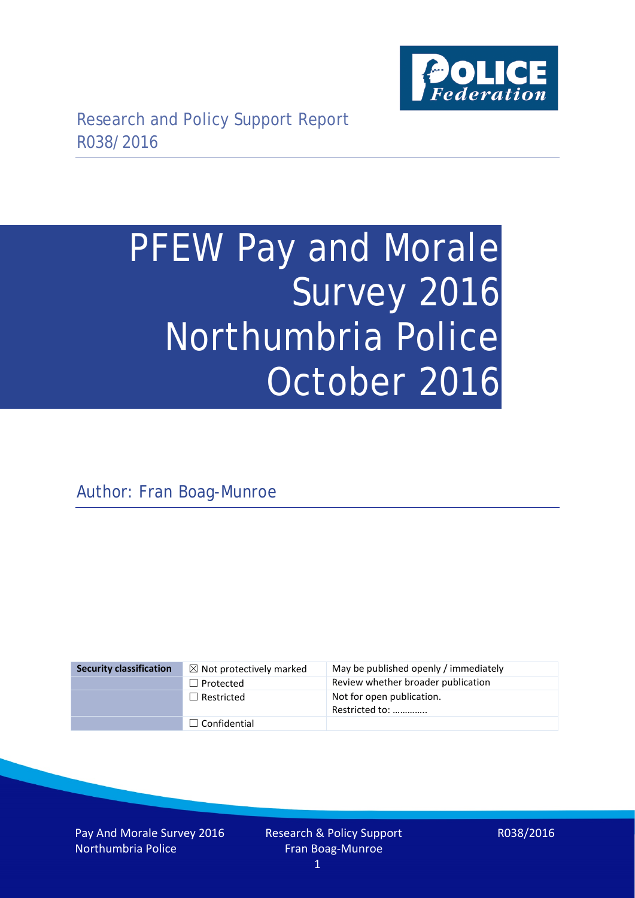Research and Policy Support Report
R038/2016

# PFEW Pay and Morale Survey 2016 Northumbria Police October 2016

Author: Fran Boag-Munroe

| | | |
|---|---|---|
| **Security classification** | ☒ Not protectively marked | May be published openly / immediately |
| | ☐ Protected | Review whether broader publication |
| | ☐ Restricted | Not for open publication. Restricted to: ………….. |
| | ☐ Confidential | |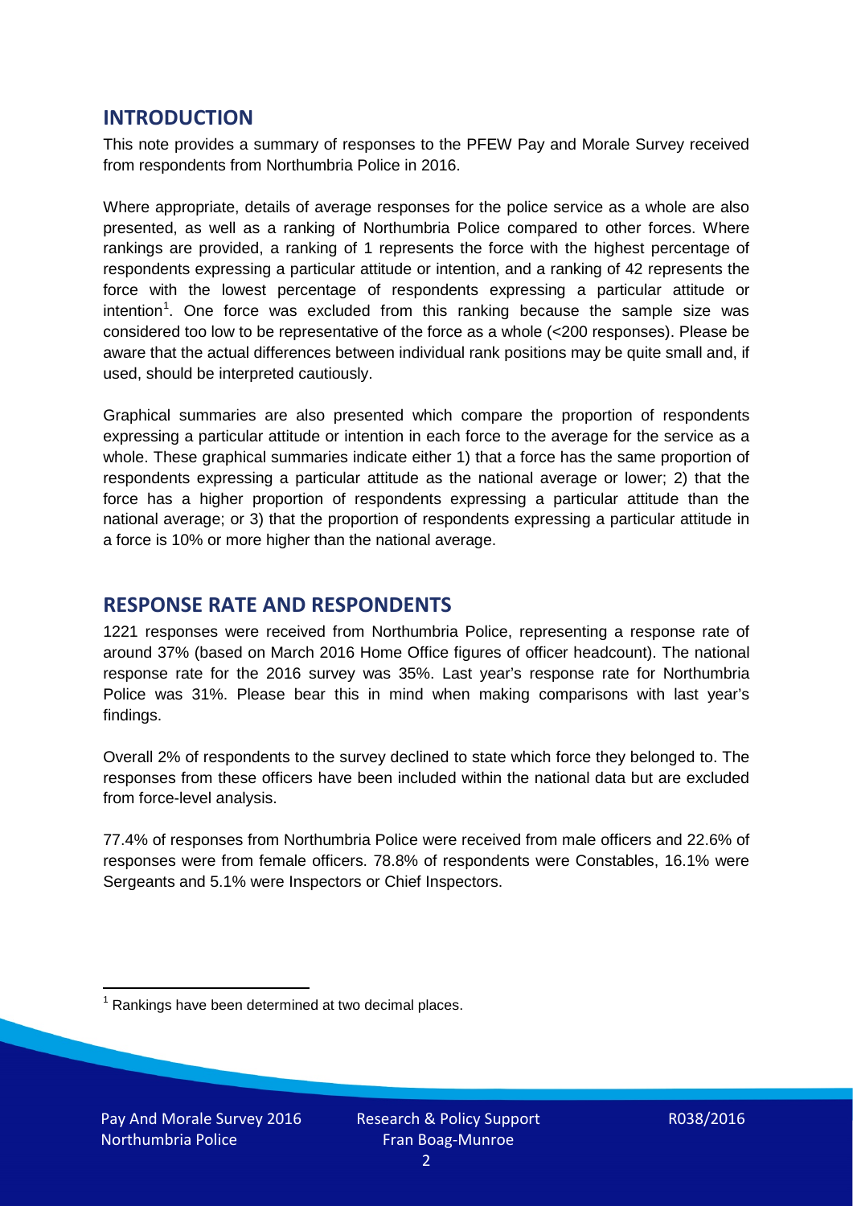## INTRODUCTION

This note provides a summary of responses to the PFEW Pay and Morale Survey received from respondents from Northumbria Police in 2016.

Where appropriate, details of average responses for the police service as a whole are also presented, as well as a ranking of Northumbria Police compared to other forces. Where rankings are provided, a ranking of 1 represents the force with the highest percentage of respondents expressing a particular attitude or intention, and a ranking of 42 represents the force with the lowest percentage of respondents expressing a particular attitude or intention[1]. One force was excluded from this ranking because the sample size was considered too low to be representative of the force as a whole (<200 responses). Please be aware that the actual differences between individual rank positions may be quite small and, if used, should be interpreted cautiously.

Graphical summaries are also presented which compare the proportion of respondents expressing a particular attitude or intention in each force to the average for the service as a whole. These graphical summaries indicate either 1) that a force has the same proportion of respondents expressing a particular attitude as the national average or lower; 2) that the force has a higher proportion of respondents expressing a particular attitude than the national average; or 3) that the proportion of respondents expressing a particular attitude in a force is 10% or more higher than the national average.

## RESPONSE RATE AND RESPONDENTS

1221 responses were received from Northumbria Police, representing a response rate of around 37% (based on March 2016 Home Office figures of officer headcount). The national response rate for the 2016 survey was 35%. Last year's response rate for Northumbria Police was 31%. Please bear this in mind when making comparisons with last year's findings.

Overall 2% of respondents to the survey declined to state which force they belonged to. The responses from these officers have been included within the national data but are excluded from force-level analysis.

77.4% of responses from Northumbria Police were received from male officers and 22.6% of responses were from female officers. 78.8% of respondents were Constables, 16.1% were Sergeants and 5.1% were Inspectors or Chief Inspectors.

[1] Rankings have been determined at two decimal places.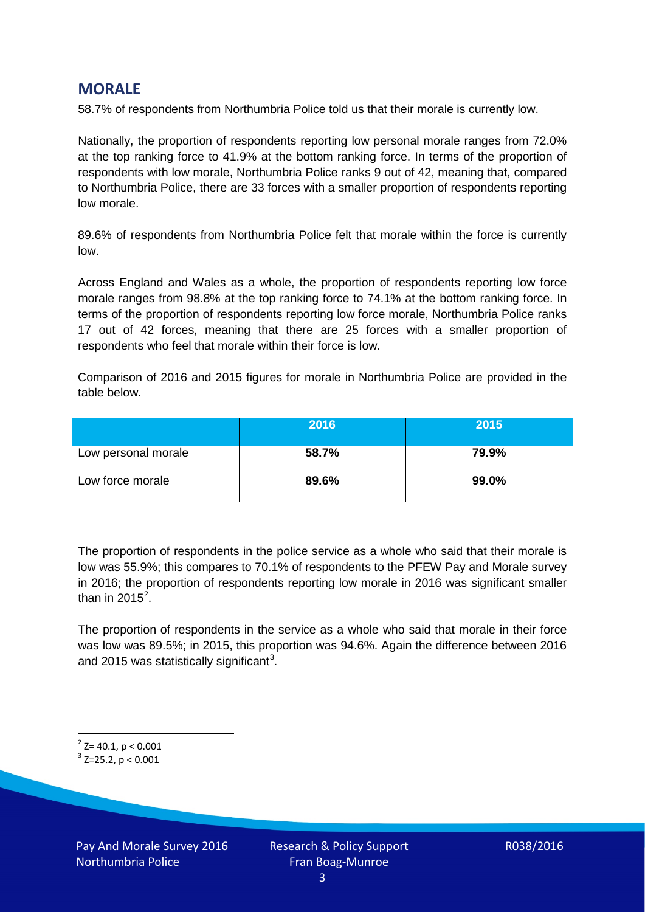## MORALE

58.7% of respondents from Northumbria Police told us that their morale is currently low.

Nationally, the proportion of respondents reporting low personal morale ranges from 72.0% at the top ranking force to 41.9% at the bottom ranking force. In terms of the proportion of respondents with low morale, Northumbria Police ranks 9 out of 42, meaning that, compared to Northumbria Police, there are 33 forces with a smaller proportion of respondents reporting low morale.

89.6% of respondents from Northumbria Police felt that morale within the force is currently low.

Across England and Wales as a whole, the proportion of respondents reporting low force morale ranges from 98.8% at the top ranking force to 74.1% at the bottom ranking force. In terms of the proportion of respondents reporting low force morale, Northumbria Police ranks 17 out of 42 forces, meaning that there are 25 forces with a smaller proportion of respondents who feel that morale within their force is low.

Comparison of 2016 and 2015 figures for morale in Northumbria Police are provided in the table below.

| | 2016 | 2015 |
|---|---|---|
| Low personal morale | **58.7%** | **79.9%** |
| Low force morale | **89.6%** | **99.0%** |

The proportion of respondents in the police service as a whole who said that their morale is low was 55.9%; this compares to 70.1% of respondents to the PFEW Pay and Morale survey in 2016; the proportion of respondents reporting low morale in 2016 was significant smaller than in 2015[2].

The proportion of respondents in the service as a whole who said that morale in their force was low was 89.5%; in 2015, this proportion was 94.6%. Again the difference between 2016 and 2015 was statistically significant[3].

[2] $Z = 40.1$, $p < 0.001$

[3] $Z = 25.2$, $p < 0.001$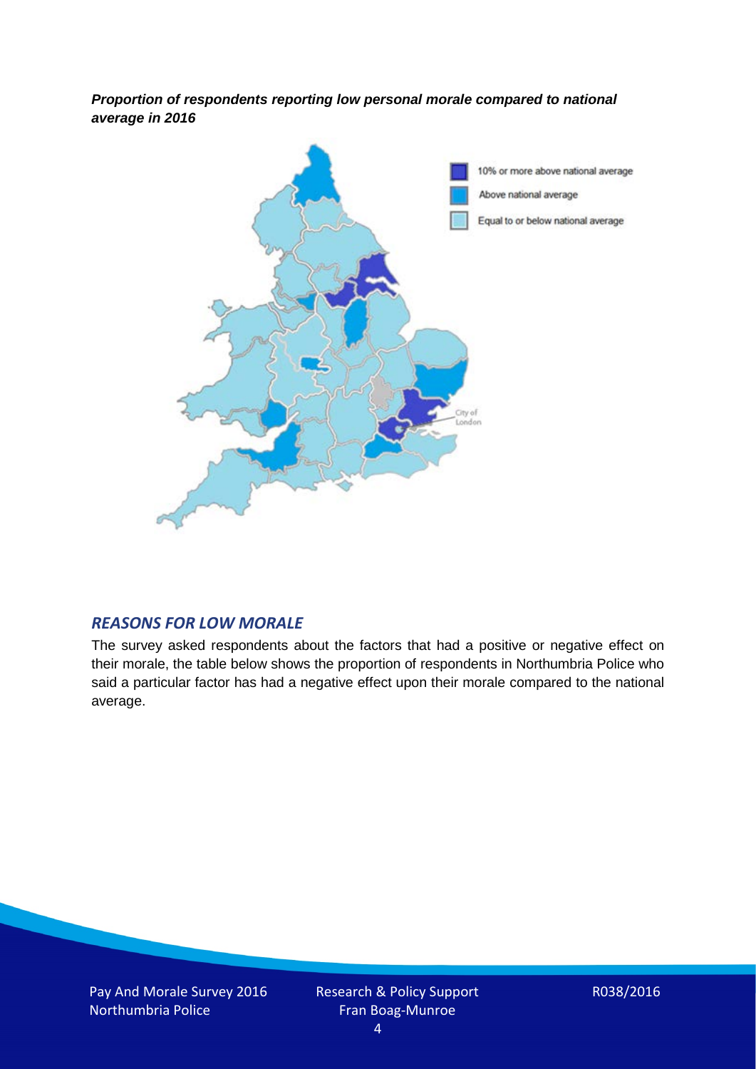***Proportion of respondents reporting low personal morale compared to national average in 2016***

10% or more above national average

Above national average

Equal to or below national average

City of London

## *REASONS FOR LOW MORALE*

The survey asked respondents about the factors that had a positive or negative effect on their morale, the table below shows the proportion of respondents in Northumbria Police who said a particular factor has had a negative effect upon their morale compared to the national average.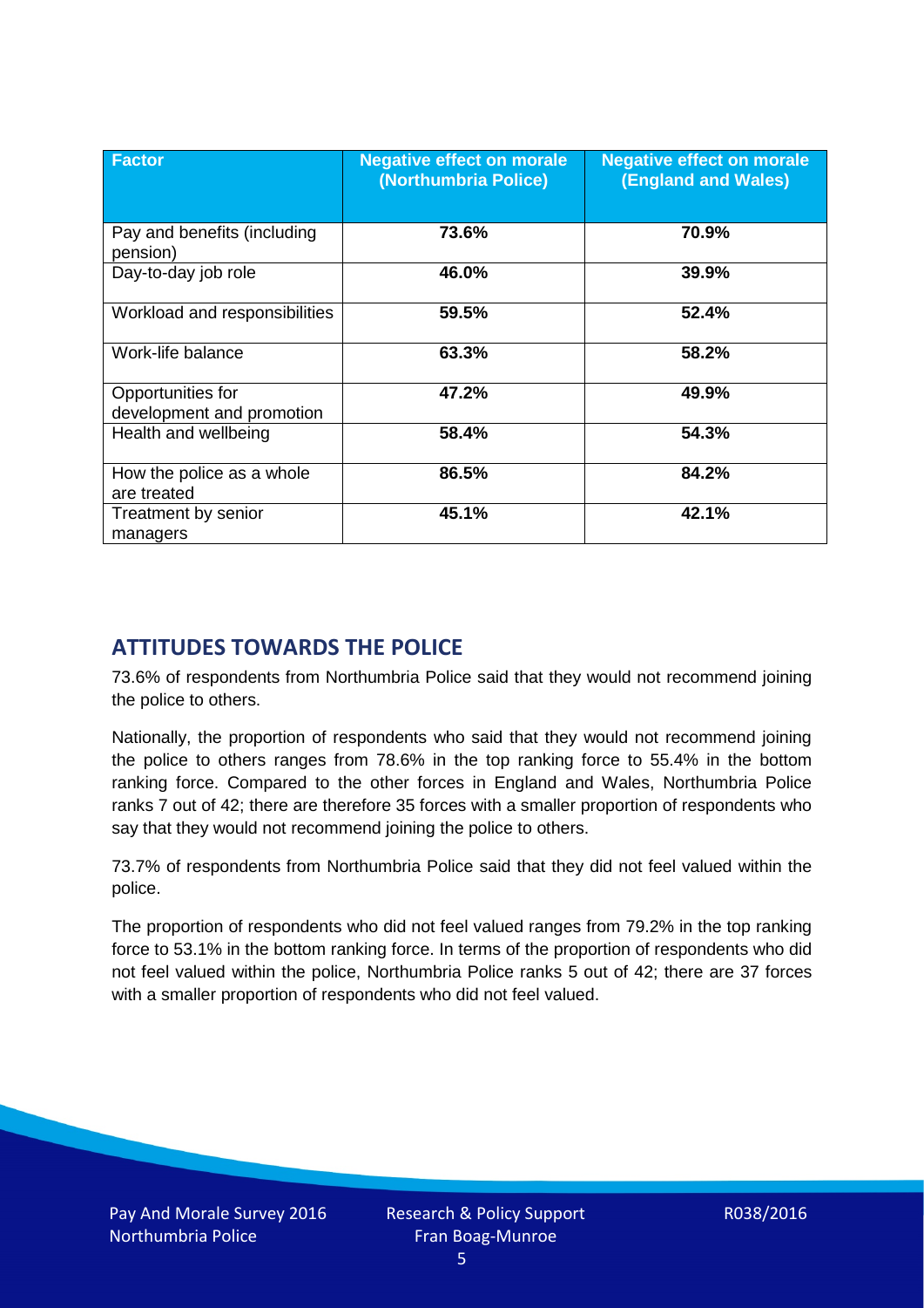| Factor | Negative effect on morale (Northumbria Police) | Negative effect on morale (England and Wales) |
|---|---|---|
| Pay and benefits (including pension) | **73.6%** | **70.9%** |
| Day-to-day job role | **46.0%** | **39.9%** |
| Workload and responsibilities | **59.5%** | **52.4%** |
| Work-life balance | **63.3%** | **58.2%** |
| Opportunities for development and promotion | **47.2%** | **49.9%** |
| Health and wellbeing | **58.4%** | **54.3%** |
| How the police as a whole are treated | **86.5%** | **84.2%** |
| Treatment by senior managers | **45.1%** | **42.1%** |

## ATTITUDES TOWARDS THE POLICE

73.6% of respondents from Northumbria Police said that they would not recommend joining the police to others.

Nationally, the proportion of respondents who said that they would not recommend joining the police to others ranges from 78.6% in the top ranking force to 55.4% in the bottom ranking force. Compared to the other forces in England and Wales, Northumbria Police ranks 7 out of 42; there are therefore 35 forces with a smaller proportion of respondents who say that they would not recommend joining the police to others.

73.7% of respondents from Northumbria Police said that they did not feel valued within the police.

The proportion of respondents who did not feel valued ranges from 79.2% in the top ranking force to 53.1% in the bottom ranking force. In terms of the proportion of respondents who did not feel valued within the police, Northumbria Police ranks 5 out of 42; there are 37 forces with a smaller proportion of respondents who did not feel valued.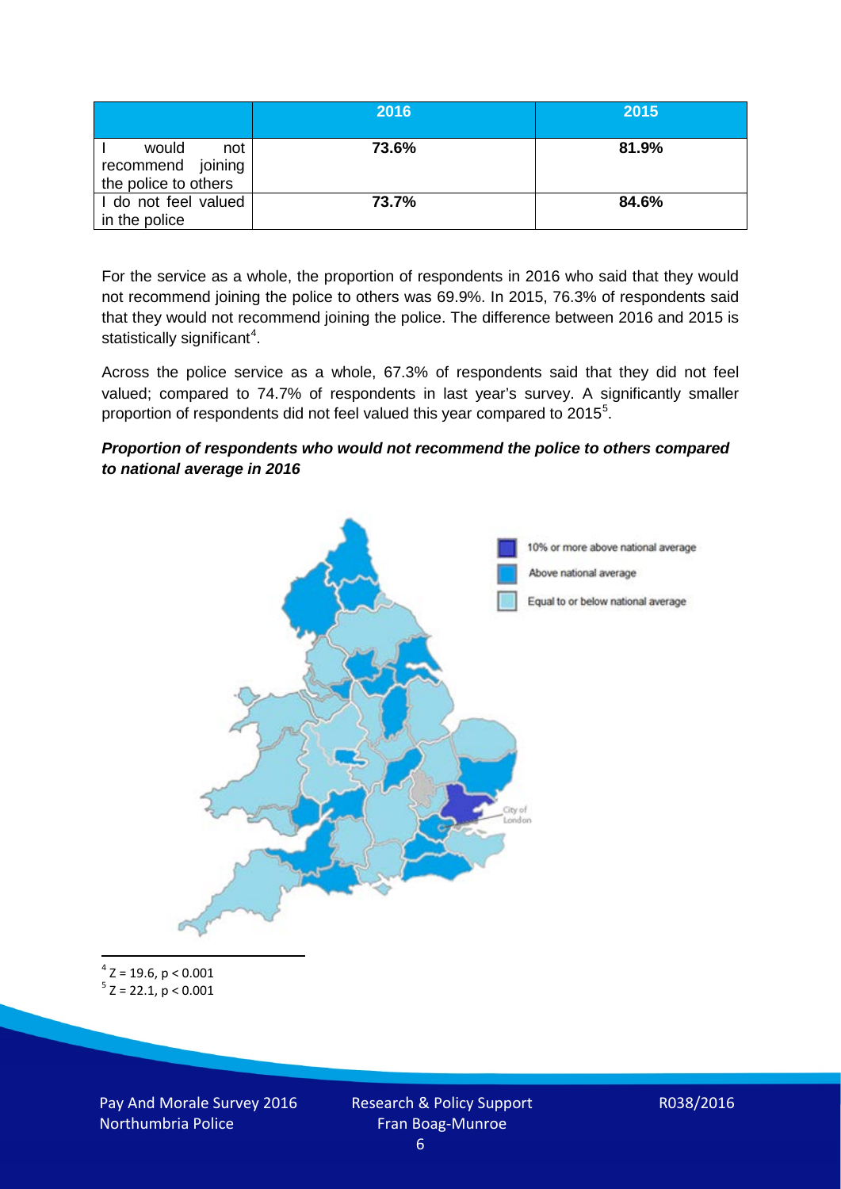| | 2016 | 2015 |
|---|---|---|
| I would not recommend joining the police to others | 73.6% | 81.9% |
| I do not feel valued in the police | 73.7% | 84.6% |

For the service as a whole, the proportion of respondents in 2016 who said that they would not recommend joining the police to others was 69.9%. In 2015, 76.3% of respondents said that they would not recommend joining the police. The difference between 2016 and 2015 is statistically significant[4].

Across the police service as a whole, 67.3% of respondents said that they did not feel valued; compared to 74.7% of respondents in last year's survey. A significantly smaller proportion of respondents did not feel valued this year compared to 2015[5].

***Proportion of respondents who would not recommend the police to others compared to national average in 2016***

10% or more above national average

Above national average

Equal to or below national average

City of London

[4] $Z = 19.6$, $p < 0.001$

[5] $Z = 22.1$, $p < 0.001$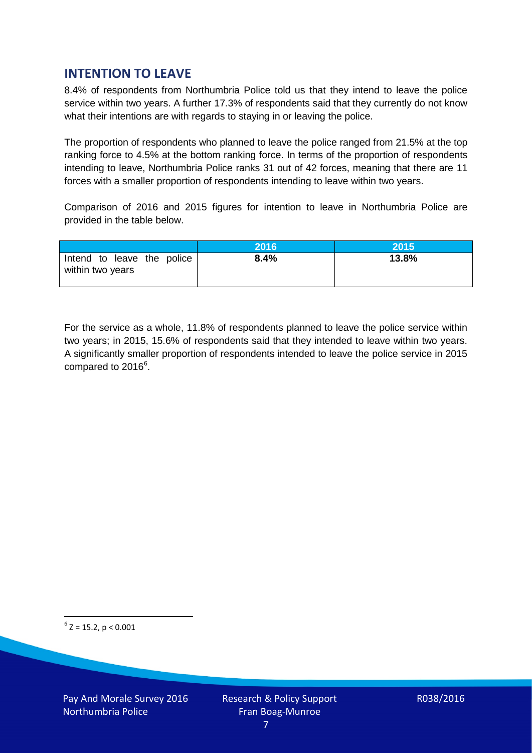## INTENTION TO LEAVE

8.4% of respondents from Northumbria Police told us that they intend to leave the police service within two years. A further 17.3% of respondents said that they currently do not know what their intentions are with regards to staying in or leaving the police.

The proportion of respondents who planned to leave the police ranged from 21.5% at the top ranking force to 4.5% at the bottom ranking force. In terms of the proportion of respondents intending to leave, Northumbria Police ranks 31 out of 42 forces, meaning that there are 11 forces with a smaller proportion of respondents intending to leave within two years.

Comparison of 2016 and 2015 figures for intention to leave in Northumbria Police are provided in the table below.

| | 2016 | 2015 |
|---|---|---|
| Intend to leave the police within two years | **8.4%** | **13.8%** |

For the service as a whole, 11.8% of respondents planned to leave the police service within two years; in 2015, 15.6% of respondents said that they intended to leave within two years. A significantly smaller proportion of respondents intended to leave the police service in 2015 compared to 2016[6].

[6] $Z = 15.2$, $p < 0.001$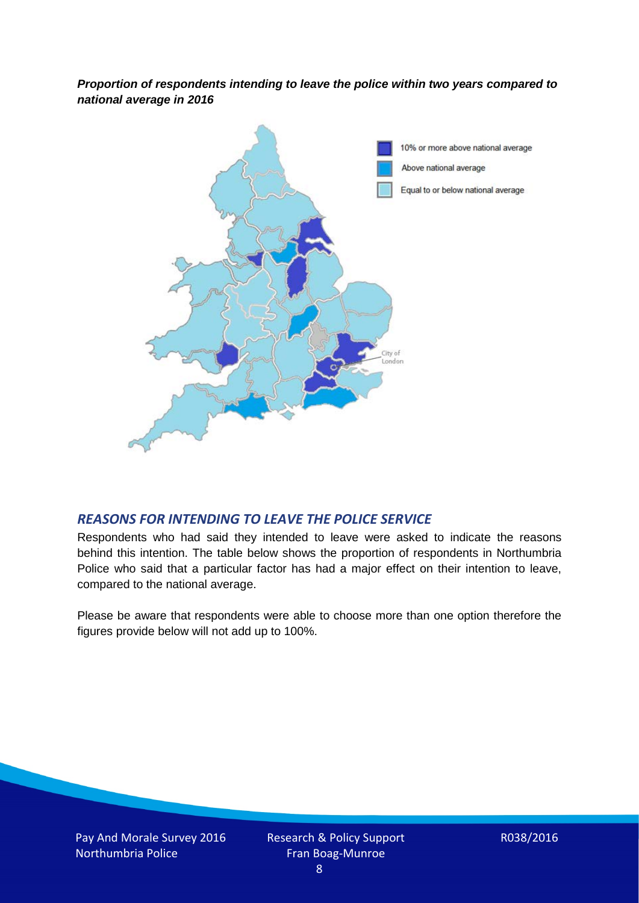***Proportion of respondents intending to leave the police within two years compared to national average in 2016***

10% or more above national average

Above national average

Equal to or below national average

City of London

## *REASONS FOR INTENDING TO LEAVE THE POLICE SERVICE*

Respondents who had said they intended to leave were asked to indicate the reasons behind this intention. The table below shows the proportion of respondents in Northumbria Police who said that a particular factor has had a major effect on their intention to leave, compared to the national average.

Please be aware that respondents were able to choose more than one option therefore the figures provide below will not add up to 100%.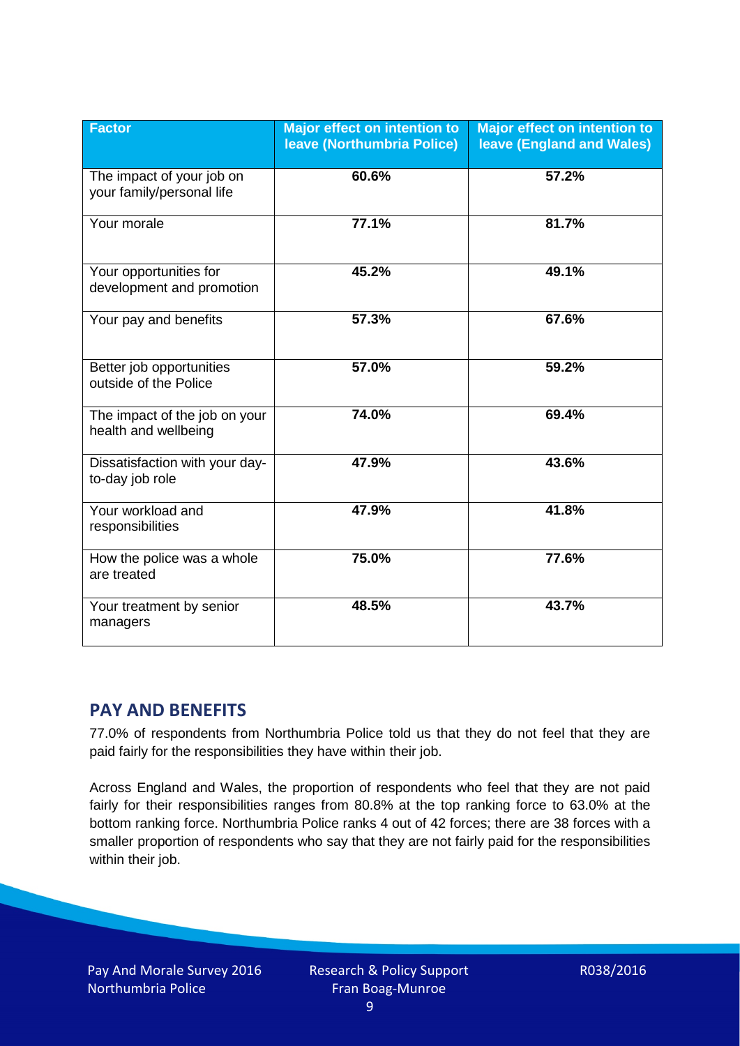| Factor | Major effect on intention to leave (Northumbria Police) | Major effect on intention to leave (England and Wales) |
|---|---|---|
| The impact of your job on your family/personal life | 60.6% | 57.2% |
| Your morale | 77.1% | 81.7% |
| Your opportunities for development and promotion | 45.2% | 49.1% |
| Your pay and benefits | 57.3% | 67.6% |
| Better job opportunities outside of the Police | 57.0% | 59.2% |
| The impact of the job on your health and wellbeing | 74.0% | 69.4% |
| Dissatisfaction with your day-to-day job role | 47.9% | 43.6% |
| Your workload and responsibilities | 47.9% | 41.8% |
| How the police was a whole are treated | 75.0% | 77.6% |
| Your treatment by senior managers | 48.5% | 43.7% |

## PAY AND BENEFITS

77.0% of respondents from Northumbria Police told us that they do not feel that they are paid fairly for the responsibilities they have within their job.

Across England and Wales, the proportion of respondents who feel that they are not paid fairly for their responsibilities ranges from 80.8% at the top ranking force to 63.0% at the bottom ranking force. Northumbria Police ranks 4 out of 42 forces; there are 38 forces with a smaller proportion of respondents who say that they are not fairly paid for the responsibilities within their job.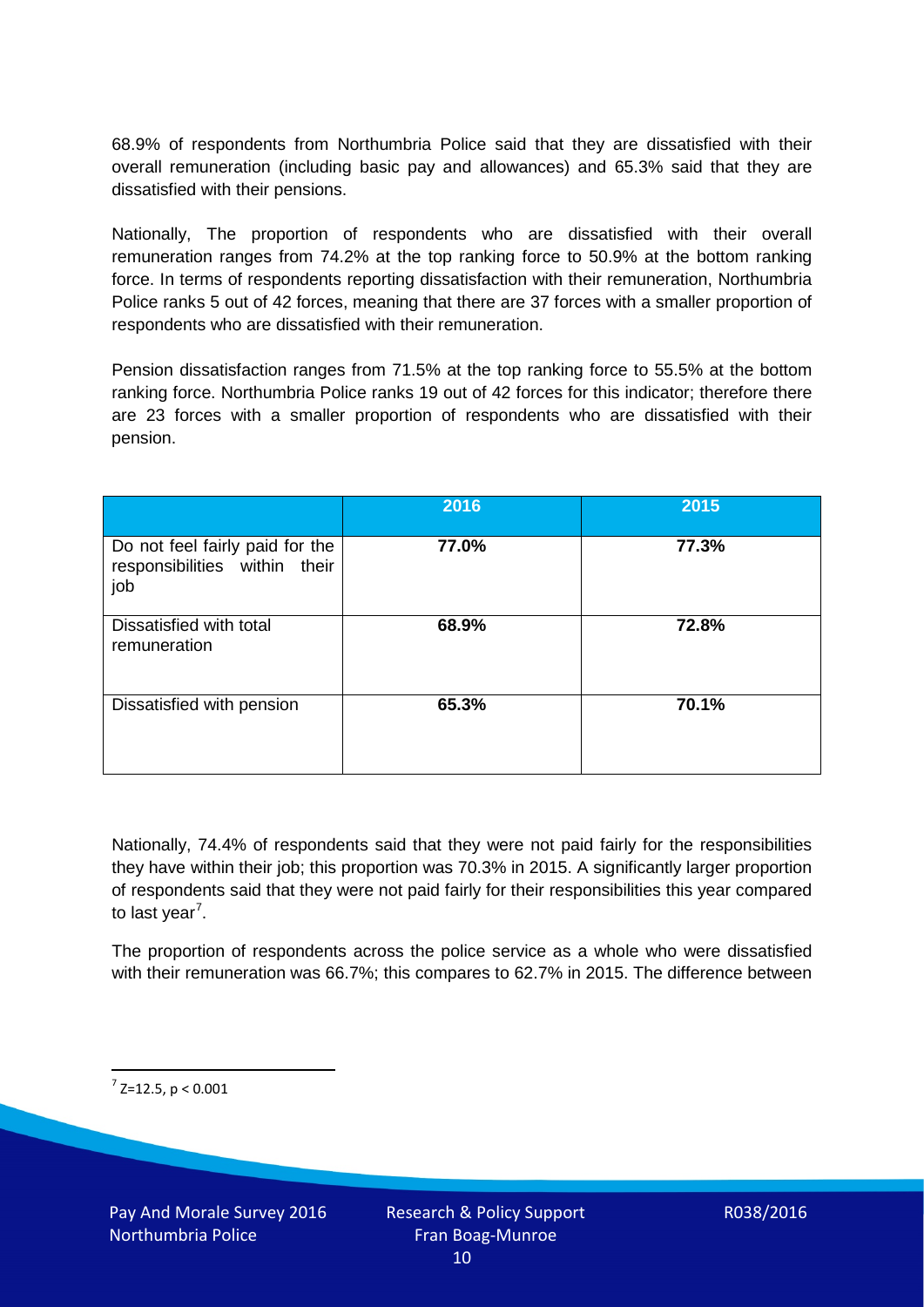68.9% of respondents from Northumbria Police said that they are dissatisfied with their overall remuneration (including basic pay and allowances) and 65.3% said that they are dissatisfied with their pensions.

Nationally, The proportion of respondents who are dissatisfied with their overall remuneration ranges from 74.2% at the top ranking force to 50.9% at the bottom ranking force. In terms of respondents reporting dissatisfaction with their remuneration, Northumbria Police ranks 5 out of 42 forces, meaning that there are 37 forces with a smaller proportion of respondents who are dissatisfied with their remuneration.

Pension dissatisfaction ranges from 71.5% at the top ranking force to 55.5% at the bottom ranking force. Northumbria Police ranks 19 out of 42 forces for this indicator; therefore there are 23 forces with a smaller proportion of respondents who are dissatisfied with their pension.

| | 2016 | 2015 |
|---|---|---|
| Do not feel fairly paid for the responsibilities within their job | **77.0%** | **77.3%** |
| Dissatisfied with total remuneration | **68.9%** | **72.8%** |
| Dissatisfied with pension | **65.3%** | **70.1%** |

Nationally, 74.4% of respondents said that they were not paid fairly for the responsibilities they have within their job; this proportion was 70.3% in 2015. A significantly larger proportion of respondents said that they were not paid fairly for their responsibilities this year compared to last year[7].

The proportion of respondents across the police service as a whole who were dissatisfied with their remuneration was 66.7%; this compares to 62.7% in 2015. The difference between

[7] $Z=12.5$, $p < 0.001$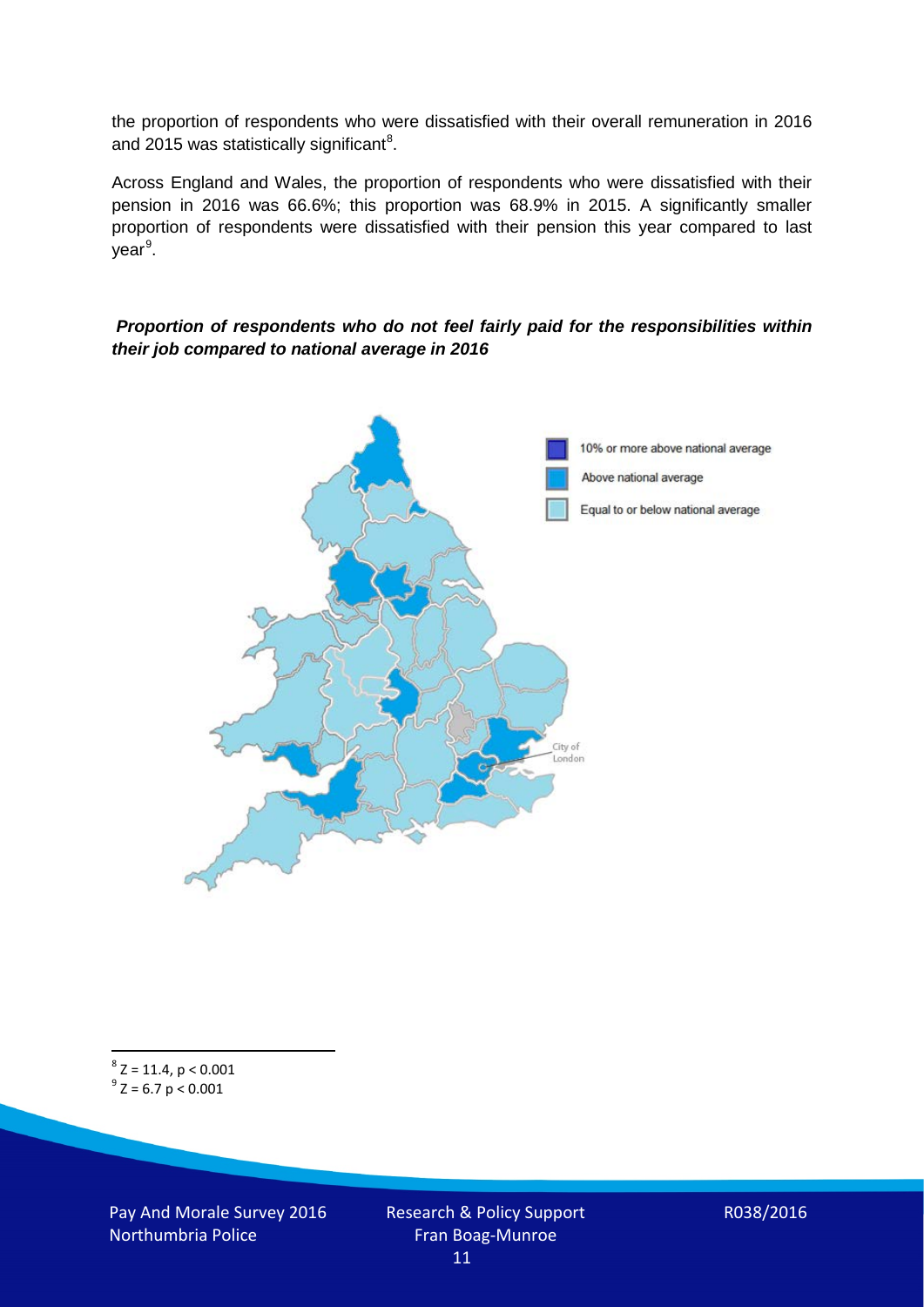the proportion of respondents who were dissatisfied with their overall remuneration in 2016 and 2015 was statistically significant[8].

Across England and Wales, the proportion of respondents who were dissatisfied with their pension in 2016 was 66.6%; this proportion was 68.9% in 2015. A significantly smaller proportion of respondents were dissatisfied with their pension this year compared to last year[9].

***Proportion of respondents who do not feel fairly paid for the responsibilities within their job compared to national average in 2016***

10% or more above national average
Above national average
Equal to or below national average
City of London

[8] $Z = 11.4, p < 0.001$
[9] $Z = 6.7\ p < 0.001$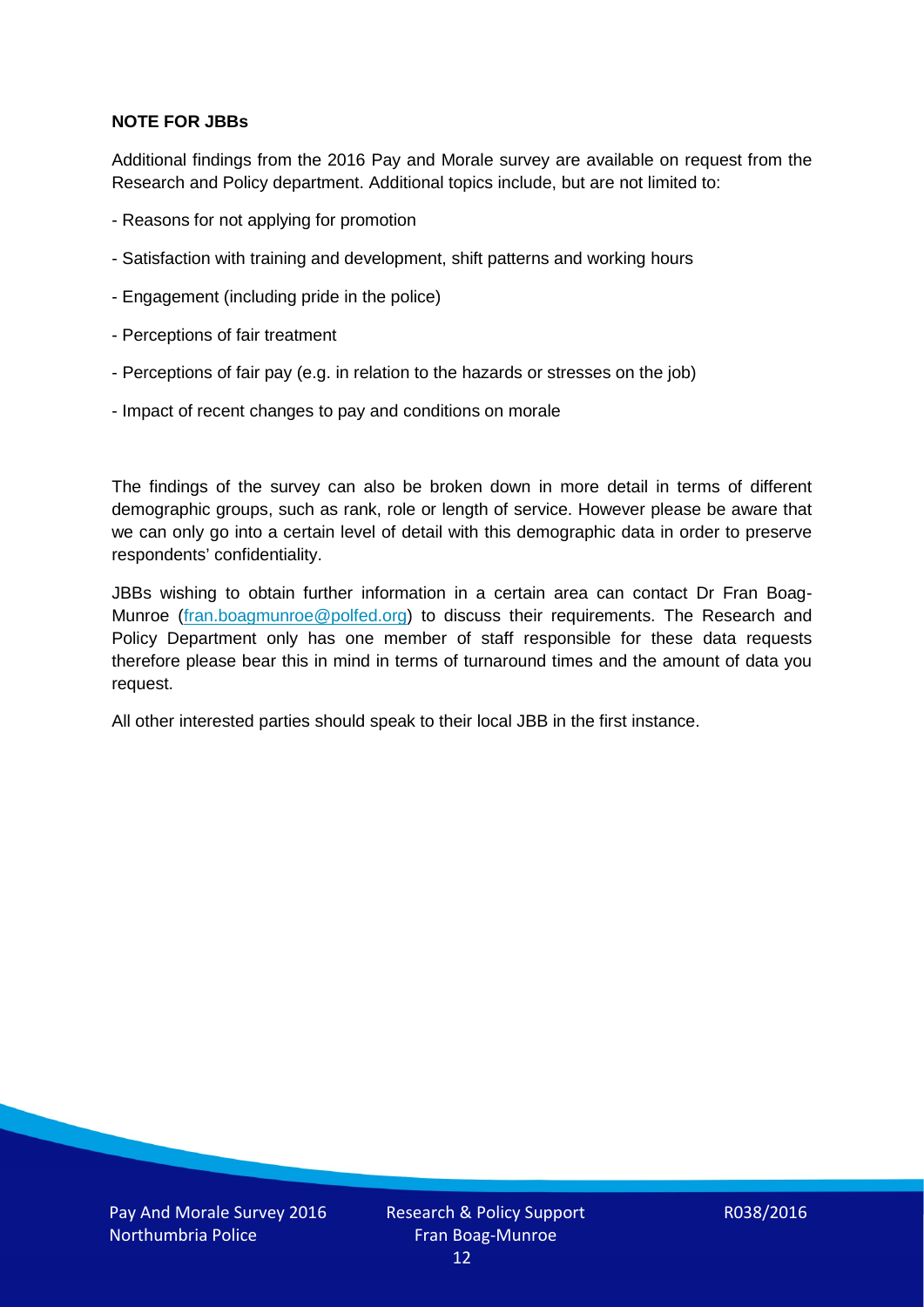**NOTE FOR JBBs**

Additional findings from the 2016 Pay and Morale survey are available on request from the Research and Policy department. Additional topics include, but are not limited to:

- Reasons for not applying for promotion
- Satisfaction with training and development, shift patterns and working hours
- Engagement (including pride in the police)
- Perceptions of fair treatment
- Perceptions of fair pay (e.g. in relation to the hazards or stresses on the job)
- Impact of recent changes to pay and conditions on morale

The findings of the survey can also be broken down in more detail in terms of different demographic groups, such as rank, role or length of service. However please be aware that we can only go into a certain level of detail with this demographic data in order to preserve respondents' confidentiality.

JBBs wishing to obtain further information in a certain area can contact Dr Fran Boag-Munroe (fran.boagmunroe@polfed.org) to discuss their requirements. The Research and Policy Department only has one member of staff responsible for these data requests therefore please bear this in mind in terms of turnaround times and the amount of data you request.

All other interested parties should speak to their local JBB in the first instance.